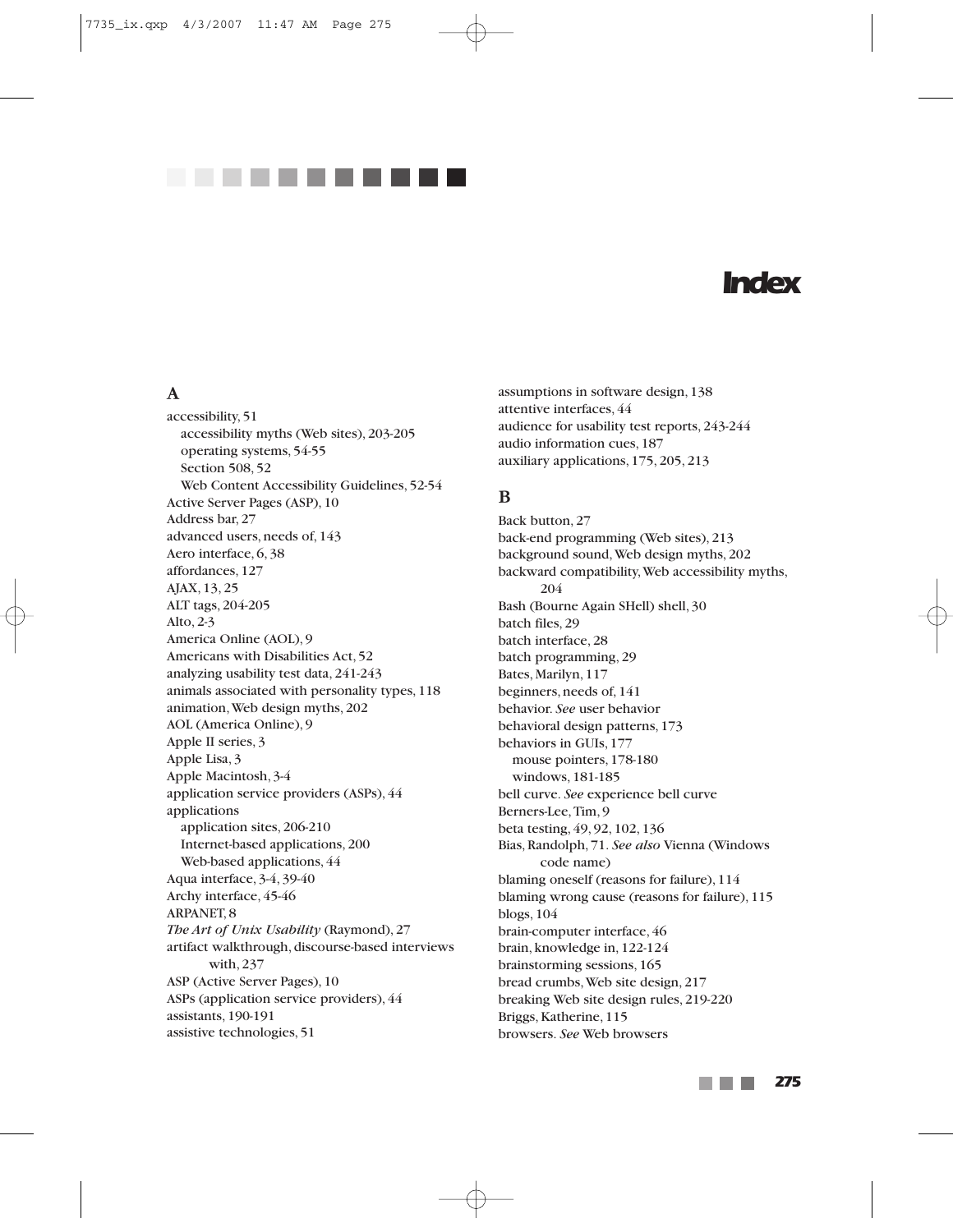# Index

## A

accessibility, 51
- accessibility myths (Web sites), 203-205
- operating systems, 54-55
- Section 508, 52
- Web Content Accessibility Guidelines, 52-54

Active Server Pages (ASP), 10
Address bar, 27
advanced users, needs of, 143
Aero interface, 6, 38
affordances, 127
AJAX, 13, 25
ALT tags, 204-205
Alto, 2-3
America Online (AOL), 9
Americans with Disabilities Act, 52
analyzing usability test data, 241-243
animals associated with personality types, 118
animation, Web design myths, 202
AOL (America Online), 9
Apple II series, 3
Apple Lisa, 3
Apple Macintosh, 3-4
application service providers (ASPs), 44
applications
- application sites, 206-210
- Internet-based applications, 200
- Web-based applications, 44

Aqua interface, 3-4, 39-40
Archy interface, 45-46
ARPANET, 8
*The Art of Unix Usability* (Raymond), 27
artifact walkthrough, discourse-based interviews with, 237
ASP (Active Server Pages), 10
ASPs (application service providers), 44
assistants, 190-191
assistive technologies, 51
assumptions in software design, 138
attentive interfaces, 44
audience for usability test reports, 243-244
audio information cues, 187
auxiliary applications, 175, 205, 213

## B

Back button, 27
back-end programming (Web sites), 213
background sound, Web design myths, 202
backward compatibility, Web accessibility myths, 204
Bash (Bourne Again SHell) shell, 30
batch files, 29
batch interface, 28
batch programming, 29
Bates, Marilyn, 117
beginners, needs of, 141
behavior. *See* user behavior
behavioral design patterns, 173
behaviors in GUIs, 177
- mouse pointers, 178-180
- windows, 181-185

bell curve. *See* experience bell curve
Berners-Lee, Tim, 9
beta testing, 49, 92, 102, 136
Bias, Randolph, 71. *See also* Vienna (Windows code name)
blaming oneself (reasons for failure), 114
blaming wrong cause (reasons for failure), 115
blogs, 104
brain-computer interface, 46
brain, knowledge in, 122-124
brainstorming sessions, 165
bread crumbs, Web site design, 217
breaking Web site design rules, 219-220
Briggs, Katherine, 115
browsers. *See* Web browsers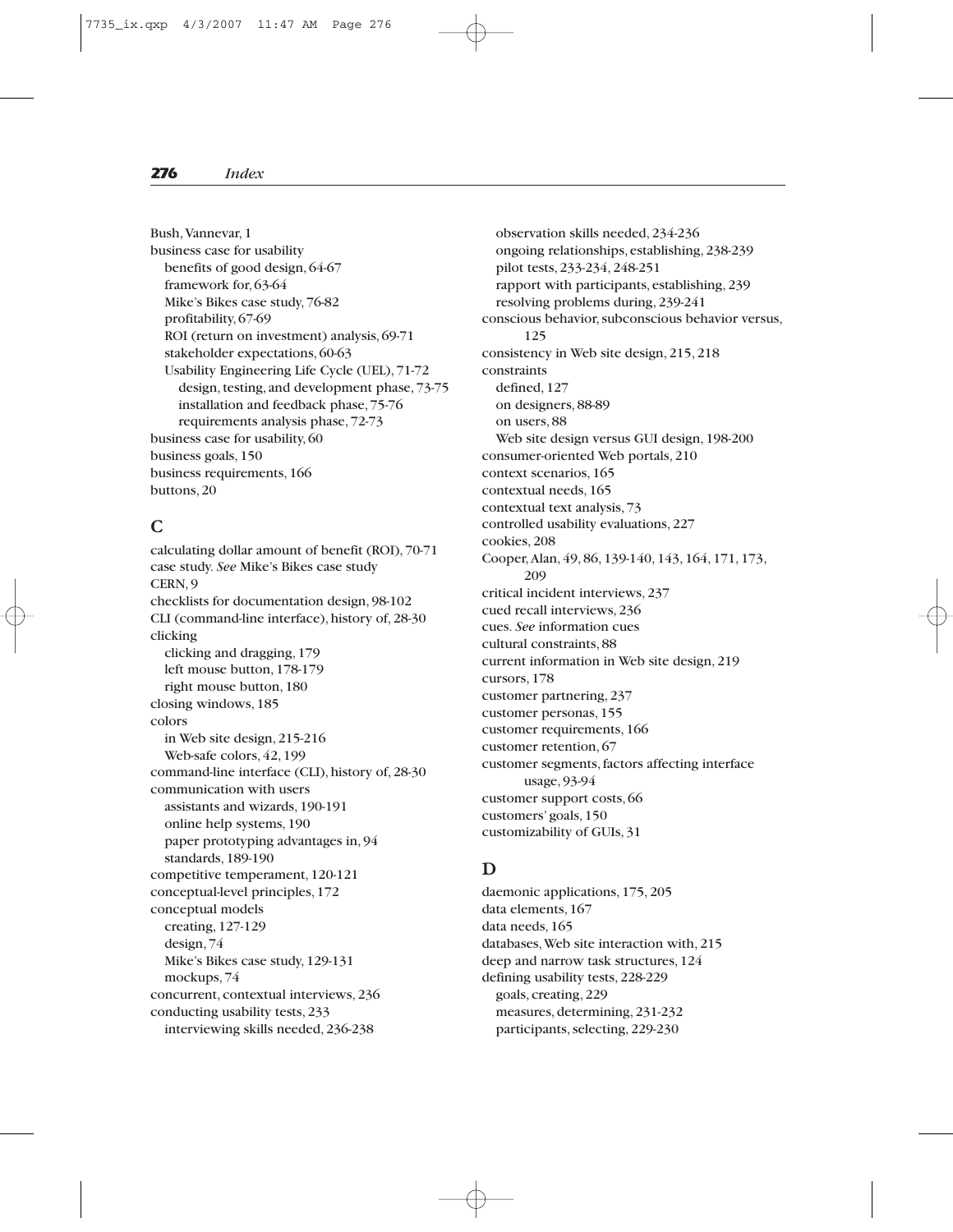Bush, Vannevar, 1
business case for usability
  benefits of good design, 64-67
  framework for, 63-64
  Mike's Bikes case study, 76-82
  profitability, 67-69
  ROI (return on investment) analysis, 69-71
  stakeholder expectations, 60-63
  Usability Engineering Life Cycle (UEL), 71-72
    design, testing, and development phase, 73-75
    installation and feedback phase, 75-76
    requirements analysis phase, 72-73
business case for usability, 60
business goals, 150
business requirements, 166
buttons, 20

## C

calculating dollar amount of benefit (ROI), 70-71
case study. *See* Mike's Bikes case study
CERN, 9
checklists for documentation design, 98-102
CLI (command-line interface), history of, 28-30
clicking
  clicking and dragging, 179
  left mouse button, 178-179
  right mouse button, 180
closing windows, 185
colors
  in Web site design, 215-216
  Web-safe colors, 42, 199
command-line interface (CLI), history of, 28-30
communication with users
  assistants and wizards, 190-191
  online help systems, 190
  paper prototyping advantages in, 94
  standards, 189-190
competitive temperament, 120-121
conceptual-level principles, 172
conceptual models
  creating, 127-129
  design, 74
  Mike's Bikes case study, 129-131
  mockups, 74
concurrent, contextual interviews, 236
conducting usability tests, 233
  interviewing skills needed, 236-238
  observation skills needed, 234-236
  ongoing relationships, establishing, 238-239
  pilot tests, 233-234, 248-251
  rapport with participants, establishing, 239
  resolving problems during, 239-241
conscious behavior, subconscious behavior versus, 125
consistency in Web site design, 215, 218
constraints
  defined, 127
  on designers, 88-89
  on users, 88
  Web site design versus GUI design, 198-200
consumer-oriented Web portals, 210
context scenarios, 165
contextual needs, 165
contextual text analysis, 73
controlled usability evaluations, 227
cookies, 208
Cooper, Alan, 49, 86, 139-140, 143, 164, 171, 173, 209
critical incident interviews, 237
cued recall interviews, 236
cues. *See* information cues
cultural constraints, 88
current information in Web site design, 219
cursors, 178
customer partnering, 237
customer personas, 155
customer requirements, 166
customer retention, 67
customer segments, factors affecting interface usage, 93-94
customer support costs, 66
customers' goals, 150
customizability of GUIs, 31

## D

daemonic applications, 175, 205
data elements, 167
data needs, 165
databases, Web site interaction with, 215
deep and narrow task structures, 124
defining usability tests, 228-229
  goals, creating, 229
  measures, determining, 231-232
  participants, selecting, 229-230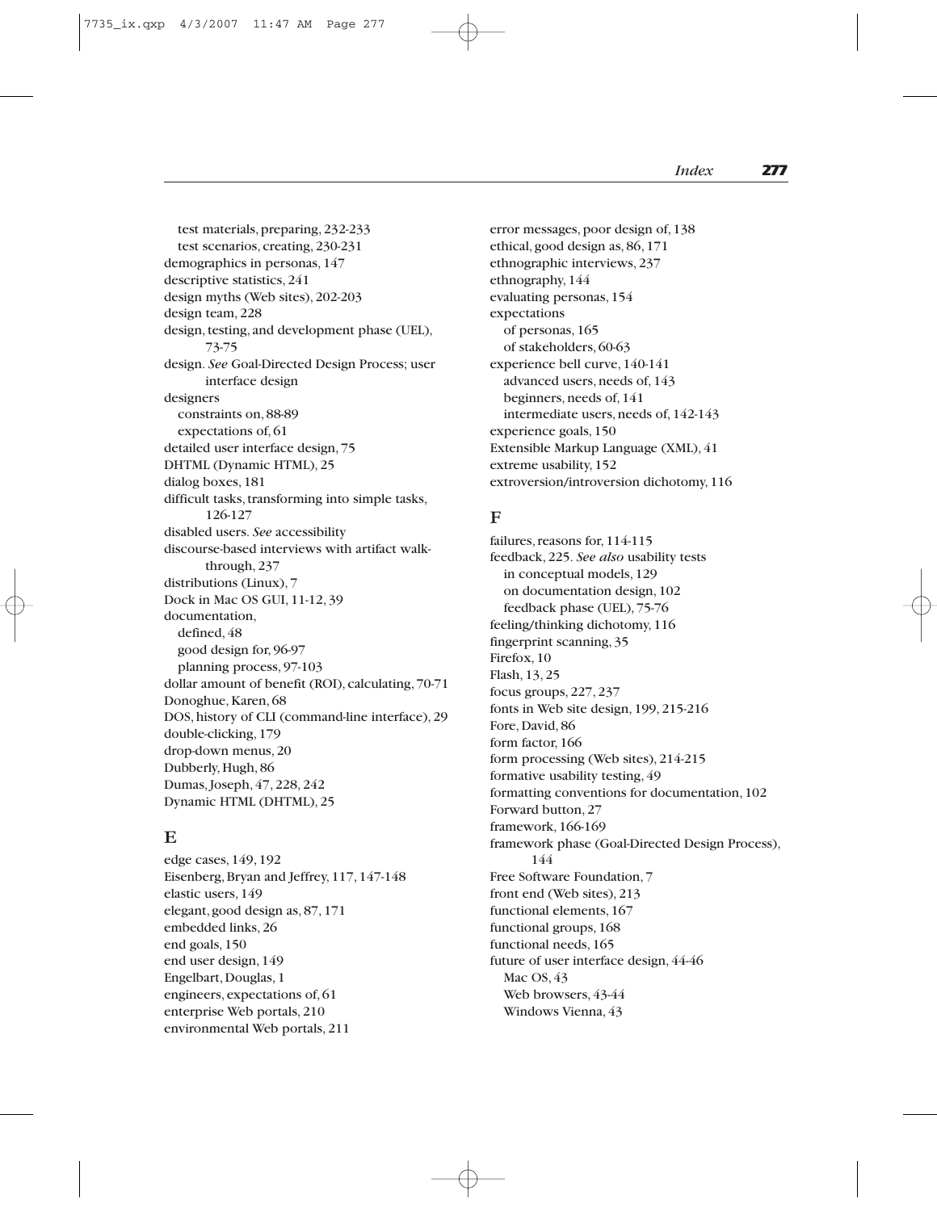test materials, preparing, 232-233
test scenarios, creating, 230-231
demographics in personas, 147
descriptive statistics, 241
design myths (Web sites), 202-203
design team, 228
design, testing, and development phase (UEL), 73-75
design. *See* Goal-Directed Design Process; user interface design
designers
constraints on, 88-89
expectations of, 61
detailed user interface design, 75
DHTML (Dynamic HTML), 25
dialog boxes, 181
difficult tasks, transforming into simple tasks, 126-127
disabled users. *See* accessibility
discourse-based interviews with artifact walk-through, 237
distributions (Linux), 7
Dock in Mac OS GUI, 11-12, 39
documentation,
defined, 48
good design for, 96-97
planning process, 97-103
dollar amount of benefit (ROI), calculating, 70-71
Donoghue, Karen, 68
DOS, history of CLI (command-line interface), 29
double-clicking, 179
drop-down menus, 20
Dubberly, Hugh, 86
Dumas, Joseph, 47, 228, 242
Dynamic HTML (DHTML), 25

## E

edge cases, 149, 192
Eisenberg, Bryan and Jeffrey, 117, 147-148
elastic users, 149
elegant, good design as, 87, 171
embedded links, 26
end goals, 150
end user design, 149
Engelbart, Douglas, 1
engineers, expectations of, 61
enterprise Web portals, 210
environmental Web portals, 211
error messages, poor design of, 138
ethical, good design as, 86, 171
ethnographic interviews, 237
ethnography, 144
evaluating personas, 154
expectations
of personas, 165
of stakeholders, 60-63
experience bell curve, 140-141
advanced users, needs of, 143
beginners, needs of, 141
intermediate users, needs of, 142-143
experience goals, 150
Extensible Markup Language (XML), 41
extreme usability, 152
extroversion/introversion dichotomy, 116

## F

failures, reasons for, 114-115
feedback, 225. *See also* usability tests
in conceptual models, 129
on documentation design, 102
feedback phase (UEL), 75-76
feeling/thinking dichotomy, 116
fingerprint scanning, 35
Firefox, 10
Flash, 13, 25
focus groups, 227, 237
fonts in Web site design, 199, 215-216
Fore, David, 86
form factor, 166
form processing (Web sites), 214-215
formative usability testing, 49
formatting conventions for documentation, 102
Forward button, 27
framework, 166-169
framework phase (Goal-Directed Design Process), 144
Free Software Foundation, 7
front end (Web sites), 213
functional elements, 167
functional groups, 168
functional needs, 165
future of user interface design, 44-46
Mac OS, 43
Web browsers, 43-44
Windows Vienna, 43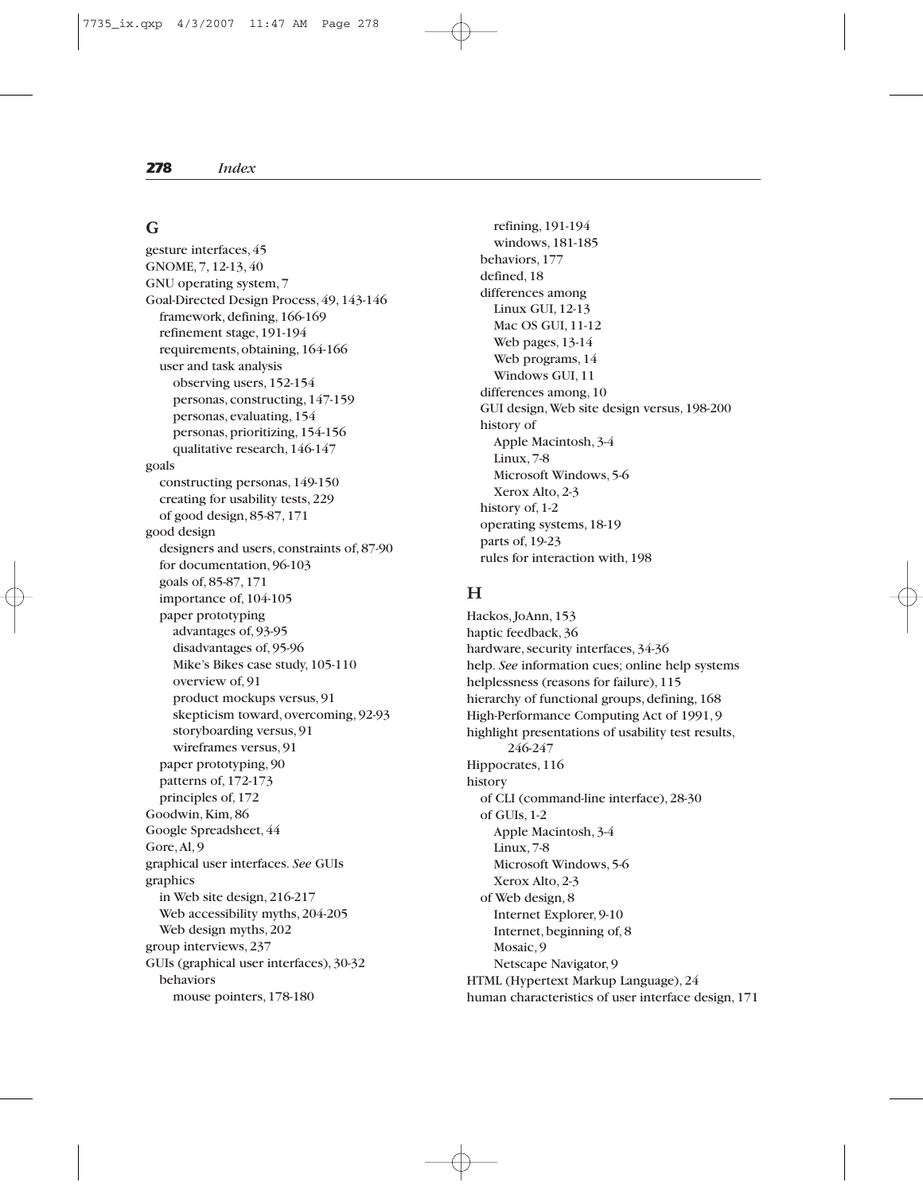## G

gesture interfaces, 45
GNOME, 7, 12-13, 40
GNU operating system, 7
Goal-Directed Design Process, 49, 143-146
  framework, defining, 166-169
  refinement stage, 191-194
  requirements, obtaining, 164-166
  user and task analysis
    observing users, 152-154
    personas, constructing, 147-159
    personas, evaluating, 154
    personas, prioritizing, 154-156
    qualitative research, 146-147
goals
  constructing personas, 149-150
  creating for usability tests, 229
  of good design, 85-87, 171
good design
  designers and users, constraints of, 87-90
  for documentation, 96-103
  goals of, 85-87, 171
  importance of, 104-105
  paper prototyping
    advantages of, 93-95
    disadvantages of, 95-96
    Mike's Bikes case study, 105-110
    overview of, 91
    product mockups versus, 91
    skepticism toward, overcoming, 92-93
    storyboarding versus, 91
    wireframes versus, 91
  paper prototyping, 90
  patterns of, 172-173
  principles of, 172
Goodwin, Kim, 86
Google Spreadsheet, 44
Gore, Al, 9
graphical user interfaces. *See* GUIs
graphics
  in Web site design, 216-217
  Web accessibility myths, 204-205
  Web design myths, 202
group interviews, 237
GUIs (graphical user interfaces), 30-32
  behaviors
    mouse pointers, 178-180
    refining, 191-194
    windows, 181-185
  behaviors, 177
  defined, 18
  differences among
    Linux GUI, 12-13
    Mac OS GUI, 11-12
    Web pages, 13-14
    Web programs, 14
    Windows GUI, 11
  differences among, 10
  GUI design, Web site design versus, 198-200
  history of
    Apple Macintosh, 3-4
    Linux, 7-8
    Microsoft Windows, 5-6
    Xerox Alto, 2-3
  history of, 1-2
  operating systems, 18-19
  parts of, 19-23
  rules for interaction with, 198

## H

Hackos, JoAnn, 153
haptic feedback, 36
hardware, security interfaces, 34-36
help. *See* information cues; online help systems
helplessness (reasons for failure), 115
hierarchy of functional groups, defining, 168
High-Performance Computing Act of 1991, 9
highlight presentations of usability test results, 246-247
Hippocrates, 116
history
  of CLI (command-line interface), 28-30
  of GUIs, 1-2
    Apple Macintosh, 3-4
    Linux, 7-8
    Microsoft Windows, 5-6
    Xerox Alto, 2-3
  of Web design, 8
    Internet Explorer, 9-10
    Internet, beginning of, 8
    Mosaic, 9
    Netscape Navigator, 9
HTML (Hypertext Markup Language), 24
human characteristics of user interface design, 171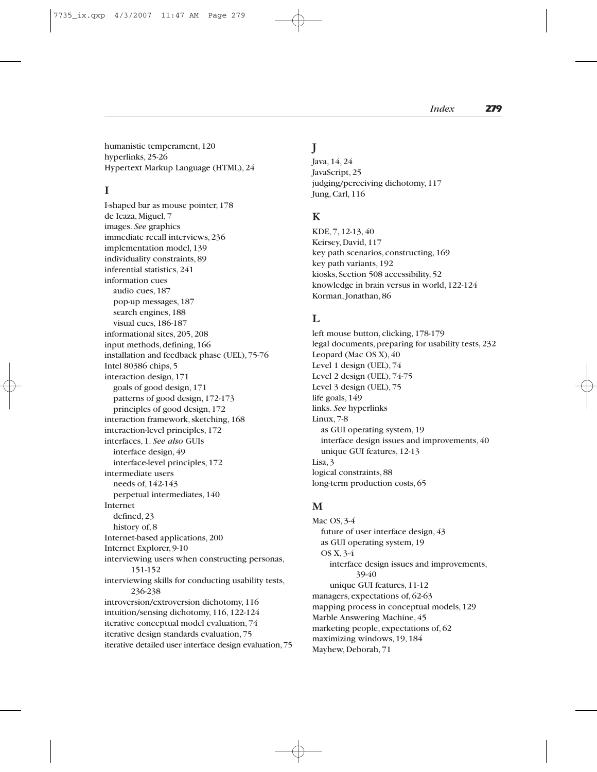humanistic temperament, 120
hyperlinks, 25-26
Hypertext Markup Language (HTML), 24

## I

I-shaped bar as mouse pointer, 178
de Icaza, Miguel, 7
images. *See* graphics
immediate recall interviews, 236
implementation model, 139
individuality constraints, 89
inferential statistics, 241
information cues
  audio cues, 187
  pop-up messages, 187
  search engines, 188
  visual cues, 186-187
informational sites, 205, 208
input methods, defining, 166
installation and feedback phase (UEL), 75-76
Intel 80386 chips, 5
interaction design, 171
  goals of good design, 171
  patterns of good design, 172-173
  principles of good design, 172
interaction framework, sketching, 168
interaction-level principles, 172
interfaces, 1. *See also* GUIs
  interface design, 49
  interface-level principles, 172
intermediate users
  needs of, 142-143
  perpetual intermediates, 140
Internet
  defined, 23
  history of, 8
Internet-based applications, 200
Internet Explorer, 9-10
interviewing users when constructing personas, 151-152
interviewing skills for conducting usability tests, 236-238
introversion/extroversion dichotomy, 116
intuition/sensing dichotomy, 116, 122-124
iterative conceptual model evaluation, 74
iterative design standards evaluation, 75
iterative detailed user interface design evaluation, 75

## J

Java, 14, 24
JavaScript, 25
judging/perceiving dichotomy, 117
Jung, Carl, 116

## K

KDE, 7, 12-13, 40
Keirsey, David, 117
key path scenarios, constructing, 169
key path variants, 192
kiosks, Section 508 accessibility, 52
knowledge in brain versus in world, 122-124
Korman, Jonathan, 86

## L

left mouse button, clicking, 178-179
legal documents, preparing for usability tests, 232
Leopard (Mac OS X), 40
Level 1 design (UEL), 74
Level 2 design (UEL), 74-75
Level 3 design (UEL), 75
life goals, 149
links. *See* hyperlinks
Linux, 7-8
  as GUI operating system, 19
  interface design issues and improvements, 40
  unique GUI features, 12-13
Lisa, 3
logical constraints, 88
long-term production costs, 65

## M

Mac OS, 3-4
  future of user interface design, 43
  as GUI operating system, 19
  OS X, 3-4
    interface design issues and improvements, 39-40
    unique GUI features, 11-12
managers, expectations of, 62-63
mapping process in conceptual models, 129
Marble Answering Machine, 45
marketing people, expectations of, 62
maximizing windows, 19, 184
Mayhew, Deborah, 71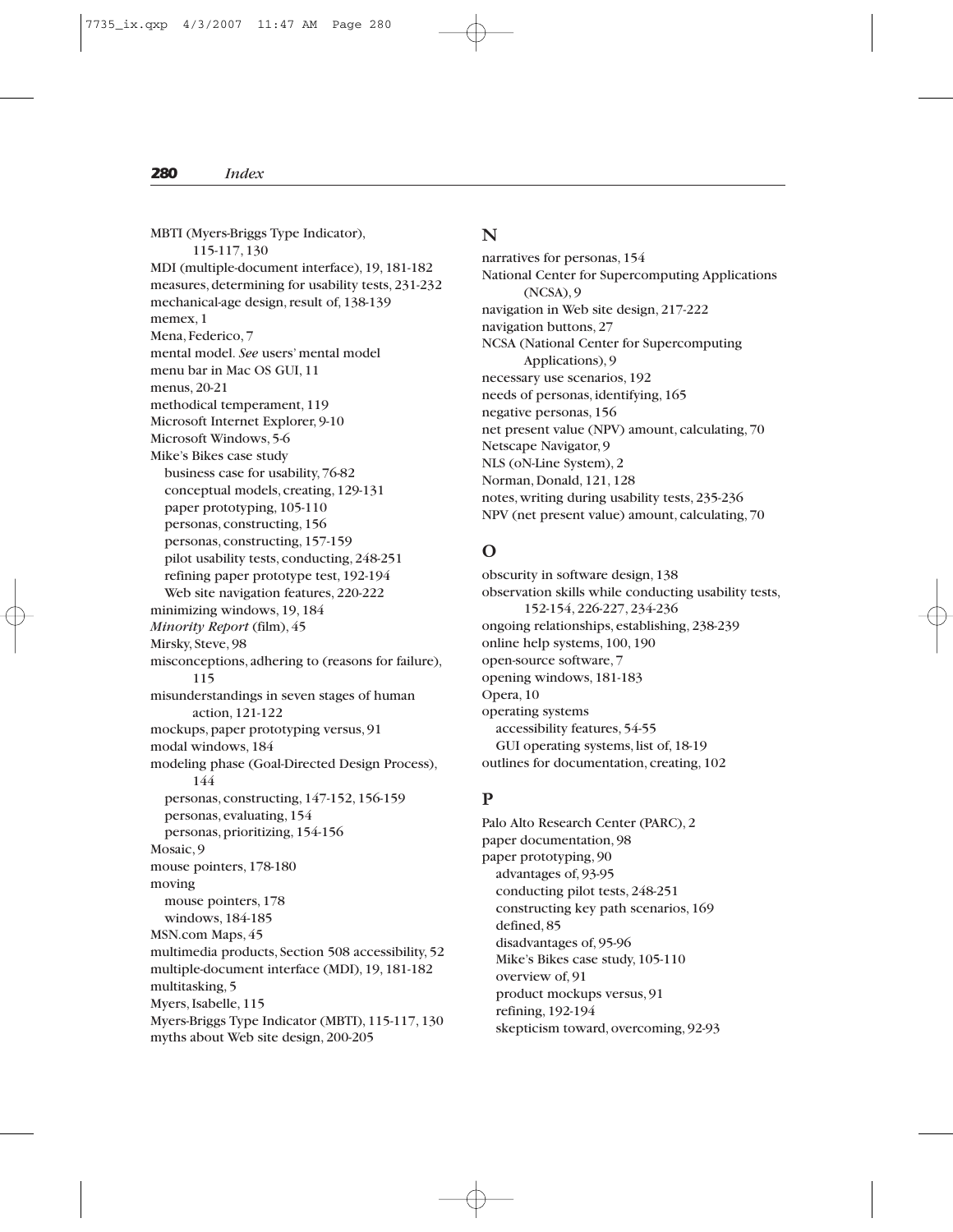MBTI (Myers-Briggs Type Indicator), 115-117, 130
MDI (multiple-document interface), 19, 181-182
measures, determining for usability tests, 231-232
mechanical-age design, result of, 138-139
memex, 1
Mena, Federico, 7
mental model. *See* users' mental model
menu bar in Mac OS GUI, 11
menus, 20-21
methodical temperament, 119
Microsoft Internet Explorer, 9-10
Microsoft Windows, 5-6
Mike's Bikes case study
  business case for usability, 76-82
  conceptual models, creating, 129-131
  paper prototyping, 105-110
  personas, constructing, 156
  personas, constructing, 157-159
  pilot usability tests, conducting, 248-251
  refining paper prototype test, 192-194
  Web site navigation features, 220-222
minimizing windows, 19, 184
*Minority Report* (film), 45
Mirsky, Steve, 98
misconceptions, adhering to (reasons for failure), 115
misunderstandings in seven stages of human action, 121-122
mockups, paper prototyping versus, 91
modal windows, 184
modeling phase (Goal-Directed Design Process), 144
  personas, constructing, 147-152, 156-159
  personas, evaluating, 154
  personas, prioritizing, 154-156
Mosaic, 9
mouse pointers, 178-180
moving
  mouse pointers, 178
  windows, 184-185
MSN.com Maps, 45
multimedia products, Section 508 accessibility, 52
multiple-document interface (MDI), 19, 181-182
multitasking, 5
Myers, Isabelle, 115
Myers-Briggs Type Indicator (MBTI), 115-117, 130
myths about Web site design, 200-205

## N

narratives for personas, 154
National Center for Supercomputing Applications (NCSA), 9
navigation in Web site design, 217-222
navigation buttons, 27
NCSA (National Center for Supercomputing Applications), 9
necessary use scenarios, 192
needs of personas, identifying, 165
negative personas, 156
net present value (NPV) amount, calculating, 70
Netscape Navigator, 9
NLS (oN-Line System), 2
Norman, Donald, 121, 128
notes, writing during usability tests, 235-236
NPV (net present value) amount, calculating, 70

## O

obscurity in software design, 138
observation skills while conducting usability tests, 152-154, 226-227, 234-236
ongoing relationships, establishing, 238-239
online help systems, 100, 190
open-source software, 7
opening windows, 181-183
Opera, 10
operating systems
  accessibility features, 54-55
  GUI operating systems, list of, 18-19
outlines for documentation, creating, 102

## P

Palo Alto Research Center (PARC), 2
paper documentation, 98
paper prototyping, 90
  advantages of, 93-95
  conducting pilot tests, 248-251
  constructing key path scenarios, 169
  defined, 85
  disadvantages of, 95-96
  Mike's Bikes case study, 105-110
  overview of, 91
  product mockups versus, 91
  refining, 192-194
  skepticism toward, overcoming, 92-93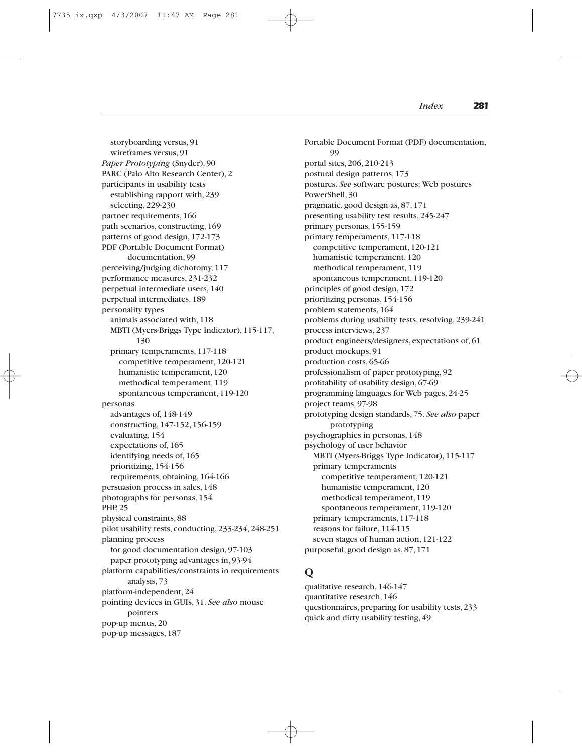storyboarding versus, 91
wireframes versus, 91
*Paper Prototyping* (Snyder), 90
PARC (Palo Alto Research Center), 2
participants in usability tests
establishing rapport with, 239
selecting, 229-230
partner requirements, 166
path scenarios, constructing, 169
patterns of good design, 172-173
PDF (Portable Document Format) documentation, 99
perceiving/judging dichotomy, 117
performance measures, 231-232
perpetual intermediate users, 140
perpetual intermediates, 189
personality types
animals associated with, 118
MBTI (Myers-Briggs Type Indicator), 115-117, 130
primary temperaments, 117-118
competitive temperament, 120-121
humanistic temperament, 120
methodical temperament, 119
spontaneous temperament, 119-120
personas
advantages of, 148-149
constructing, 147-152, 156-159
evaluating, 154
expectations of, 165
identifying needs of, 165
prioritizing, 154-156
requirements, obtaining, 164-166
persuasion process in sales, 148
photographs for personas, 154
PHP, 25
physical constraints, 88
pilot usability tests, conducting, 233-234, 248-251
planning process
for good documentation design, 97-103
paper prototyping advantages in, 93-94
platform capabilities/constraints in requirements analysis, 73
platform-independent, 24
pointing devices in GUIs, 31. *See also* mouse pointers
pop-up menus, 20
pop-up messages, 187
Portable Document Format (PDF) documentation, 99
portal sites, 206, 210-213
postural design patterns, 173
postures. *See* software postures; Web postures
PowerShell, 30
pragmatic, good design as, 87, 171
presenting usability test results, 245-247
primary personas, 155-159
primary temperaments, 117-118
competitive temperament, 120-121
humanistic temperament, 120
methodical temperament, 119
spontaneous temperament, 119-120
principles of good design, 172
prioritizing personas, 154-156
problem statements, 164
problems during usability tests, resolving, 239-241
process interviews, 237
product engineers/designers, expectations of, 61
product mockups, 91
production costs, 65-66
professionalism of paper prototyping, 92
profitability of usability design, 67-69
programming languages for Web pages, 24-25
project teams, 97-98
prototyping design standards, 75. *See also* paper prototyping
psychographics in personas, 148
psychology of user behavior
MBTI (Myers-Briggs Type Indicator), 115-117
primary temperaments
competitive temperament, 120-121
humanistic temperament, 120
methodical temperament, 119
spontaneous temperament, 119-120
primary temperaments, 117-118
reasons for failure, 114-115
seven stages of human action, 121-122
purposeful, good design as, 87, 171

## Q

qualitative research, 146-147
quantitative research, 146
questionnaires, preparing for usability tests, 233
quick and dirty usability testing, 49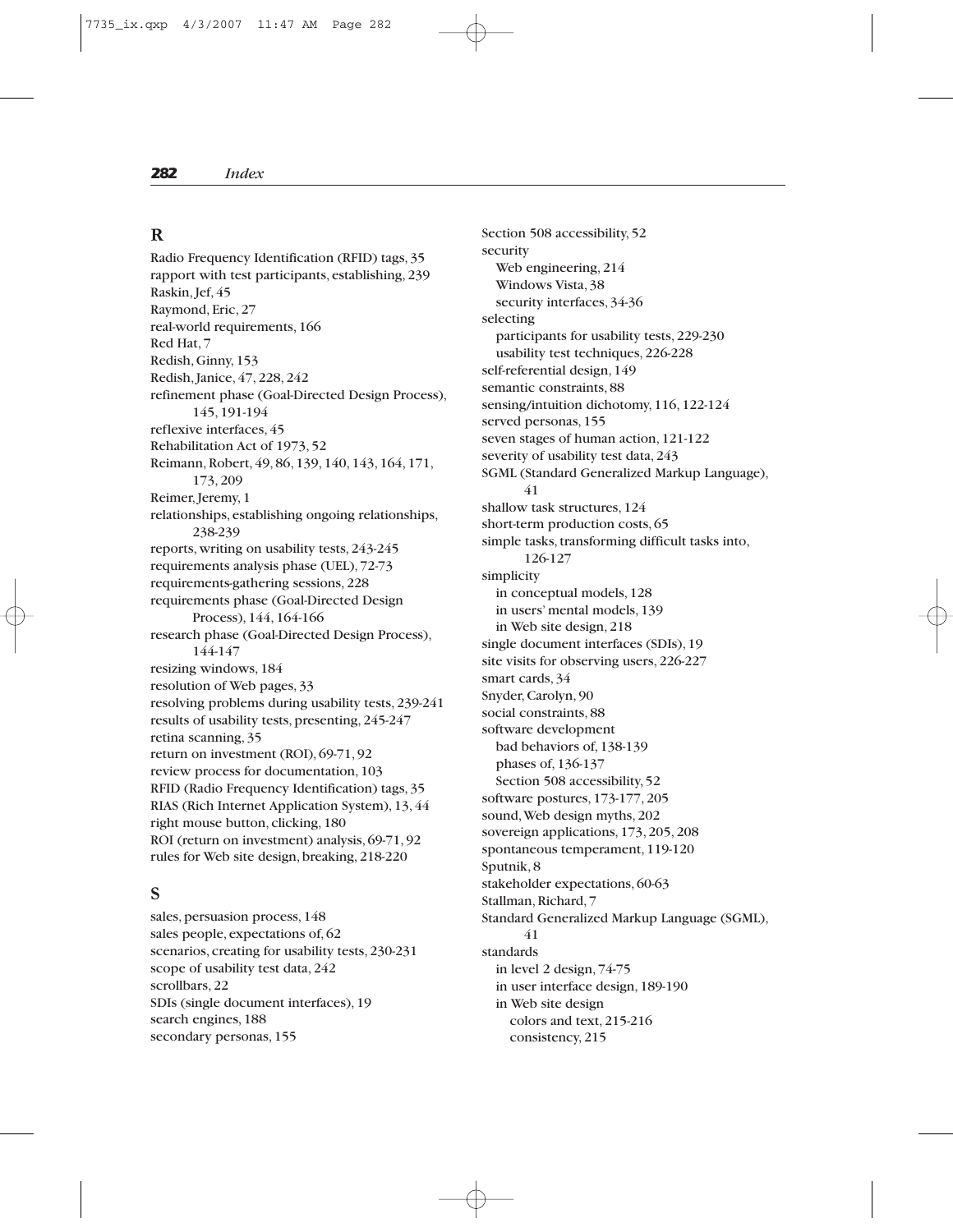## R

Radio Frequency Identification (RFID) tags, 35
rapport with test participants, establishing, 239
Raskin, Jef, 45
Raymond, Eric, 27
real-world requirements, 166
Red Hat, 7
Redish, Ginny, 153
Redish, Janice, 47, 228, 242
refinement phase (Goal-Directed Design Process), 145, 191-194
reflexive interfaces, 45
Rehabilitation Act of 1973, 52
Reimann, Robert, 49, 86, 139, 140, 143, 164, 171, 173, 209
Reimer, Jeremy, 1
relationships, establishing ongoing relationships, 238-239
reports, writing on usability tests, 243-245
requirements analysis phase (UEL), 72-73
requirements-gathering sessions, 228
requirements phase (Goal-Directed Design Process), 144, 164-166
research phase (Goal-Directed Design Process), 144-147
resizing windows, 184
resolution of Web pages, 33
resolving problems during usability tests, 239-241
results of usability tests, presenting, 245-247
retina scanning, 35
return on investment (ROI), 69-71, 92
review process for documentation, 103
RFID (Radio Frequency Identification) tags, 35
RIAS (Rich Internet Application System), 13, 44
right mouse button, clicking, 180
ROI (return on investment) analysis, 69-71, 92
rules for Web site design, breaking, 218-220

## S

sales, persuasion process, 148
sales people, expectations of, 62
scenarios, creating for usability tests, 230-231
scope of usability test data, 242
scrollbars, 22
SDIs (single document interfaces), 19
search engines, 188
secondary personas, 155
Section 508 accessibility, 52
security
- Web engineering, 214
- Windows Vista, 38
- security interfaces, 34-36

selecting
- participants for usability tests, 229-230
- usability test techniques, 226-228

self-referential design, 149
semantic constraints, 88
sensing/intuition dichotomy, 116, 122-124
served personas, 155
seven stages of human action, 121-122
severity of usability test data, 243
SGML (Standard Generalized Markup Language), 41
shallow task structures, 124
short-term production costs, 65
simple tasks, transforming difficult tasks into, 126-127
simplicity
- in conceptual models, 128
- in users' mental models, 139
- in Web site design, 218

single document interfaces (SDIs), 19
site visits for observing users, 226-227
smart cards, 34
Snyder, Carolyn, 90
social constraints, 88
software development
- bad behaviors of, 138-139
- phases of, 136-137
- Section 508 accessibility, 52

software postures, 173-177, 205
sound, Web design myths, 202
sovereign applications, 173, 205, 208
spontaneous temperament, 119-120
Sputnik, 8
stakeholder expectations, 60-63
Stallman, Richard, 7
Standard Generalized Markup Language (SGML), 41
standards
- in level 2 design, 74-75
- in user interface design, 189-190
- in Web site design
  - colors and text, 215-216
  - consistency, 215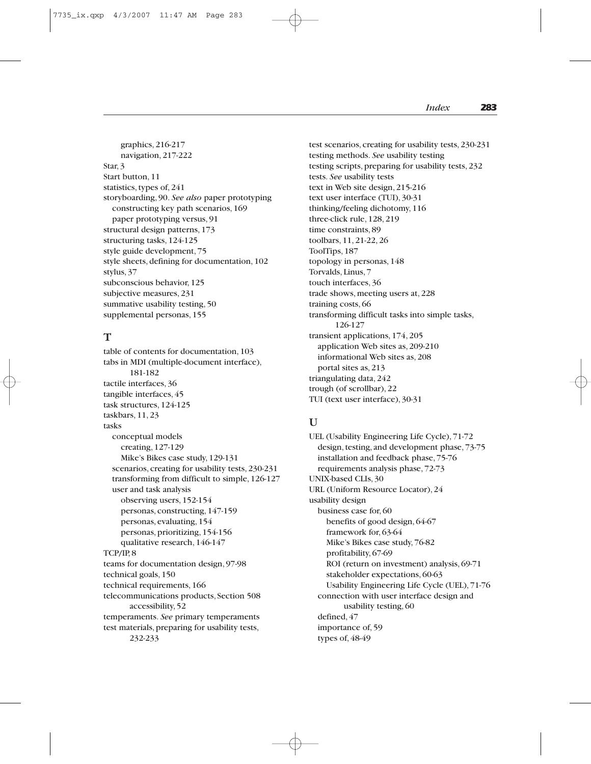graphics, 216-217
navigation, 217-222

Star, 3
Start button, 11
statistics, types of, 241
storyboarding, 90. *See also* paper prototyping
  constructing key path scenarios, 169
  paper prototyping versus, 91
structural design patterns, 173
structuring tasks, 124-125
style guide development, 75
style sheets, defining for documentation, 102
stylus, 37
subconscious behavior, 125
subjective measures, 231
summative usability testing, 50
supplemental personas, 155

## T

table of contents for documentation, 103
tabs in MDI (multiple-document interface), 181-182
tactile interfaces, 36
tangible interfaces, 45
task structures, 124-125
taskbars, 11, 23
tasks
  conceptual models
    creating, 127-129
    Mike's Bikes case study, 129-131
  scenarios, creating for usability tests, 230-231
  transforming from difficult to simple, 126-127
  user and task analysis
    observing users, 152-154
    personas, constructing, 147-159
    personas, evaluating, 154
    personas, prioritizing, 154-156
    qualitative research, 146-147
TCP/IP, 8
teams for documentation design, 97-98
technical goals, 150
technical requirements, 166
telecommunications products, Section 508 accessibility, 52
temperaments. *See* primary temperaments
test materials, preparing for usability tests, 232-233
test scenarios, creating for usability tests, 230-231
testing methods. *See* usability testing
testing scripts, preparing for usability tests, 232
tests. *See* usability tests
text in Web site design, 215-216
text user interface (TUI), 30-31
thinking/feeling dichotomy, 116
three-click rule, 128, 219
time constraints, 89
toolbars, 11, 21-22, 26
ToolTips, 187
topology in personas, 148
Torvalds, Linus, 7
touch interfaces, 36
trade shows, meeting users at, 228
training costs, 66
transforming difficult tasks into simple tasks, 126-127
transient applications, 174, 205
  application Web sites as, 209-210
  informational Web sites as, 208
  portal sites as, 213
triangulating data, 242
trough (of scrollbar), 22
TUI (text user interface), 30-31

## U

UEL (Usability Engineering Life Cycle), 71-72
  design, testing, and development phase, 73-75
  installation and feedback phase, 75-76
  requirements analysis phase, 72-73
UNIX-based CLIs, 30
URL (Uniform Resource Locator), 24
usability design
  business case for, 60
    benefits of good design, 64-67
    framework for, 63-64
    Mike's Bikes case study, 76-82
    profitability, 67-69
    ROI (return on investment) analysis, 69-71
    stakeholder expectations, 60-63
    Usability Engineering Life Cycle (UEL), 71-76
  connection with user interface design and usability testing, 60
  defined, 47
  importance of, 59
  types of, 48-49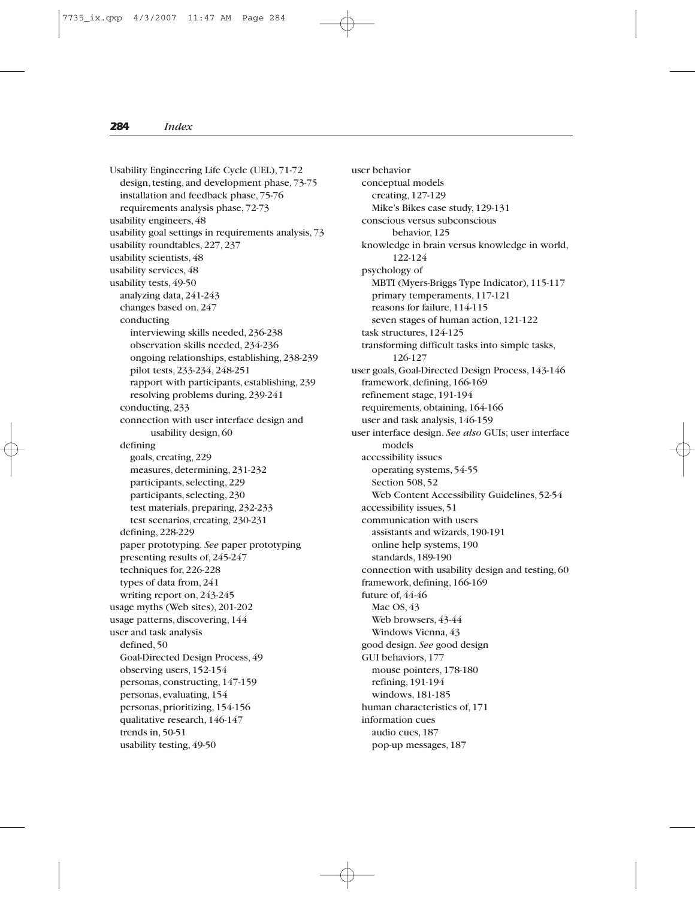Usability Engineering Life Cycle (UEL), 71-72
  - design, testing, and development phase, 73-75
  - installation and feedback phase, 75-76
  - requirements analysis phase, 72-73

usability engineers, 48
usability goal settings in requirements analysis, 73
usability roundtables, 227, 237
usability scientists, 48
usability services, 48
usability tests, 49-50
  - analyzing data, 241-243
  - changes based on, 247
  - conducting
    - interviewing skills needed, 236-238
    - observation skills needed, 234-236
    - ongoing relationships, establishing, 238-239
    - pilot tests, 233-234, 248-251
    - rapport with participants, establishing, 239
    - resolving problems during, 239-241
  - conducting, 233
  - connection with user interface design and usability design, 60
  - defining
    - goals, creating, 229
    - measures, determining, 231-232
    - participants, selecting, 229
    - participants, selecting, 230
    - test materials, preparing, 232-233
    - test scenarios, creating, 230-231
  - defining, 228-229
  - paper prototyping. *See* paper prototyping
  - presenting results of, 245-247
  - techniques for, 226-228
  - types of data from, 241
  - writing report on, 243-245

usage myths (Web sites), 201-202
usage patterns, discovering, 144
user and task analysis
  - defined, 50
  - Goal-Directed Design Process, 49
  - observing users, 152-154
  - personas, constructing, 147-159
  - personas, evaluating, 154
  - personas, prioritizing, 154-156
  - qualitative research, 146-147
  - trends in, 50-51
  - usability testing, 49-50

user behavior
  - conceptual models
    - creating, 127-129
    - Mike's Bikes case study, 129-131
  - conscious versus subconscious behavior, 125
  - knowledge in brain versus knowledge in world, 122-124
  - psychology of
    - MBTI (Myers-Briggs Type Indicator), 115-117
    - primary temperaments, 117-121
    - reasons for failure, 114-115
    - seven stages of human action, 121-122
  - task structures, 124-125
  - transforming difficult tasks into simple tasks, 126-127

user goals, Goal-Directed Design Process, 143-146
  - framework, defining, 166-169
  - refinement stage, 191-194
  - requirements, obtaining, 164-166
  - user and task analysis, 146-159

user interface design. *See also* GUIs; user interface models
  - accessibility issues
    - operating systems, 54-55
    - Section 508, 52
    - Web Content Accessibility Guidelines, 52-54
  - accessibility issues, 51
  - communication with users
    - assistants and wizards, 190-191
    - online help systems, 190
    - standards, 189-190
  - connection with usability design and testing, 60
  - framework, defining, 166-169
  - future of, 44-46
    - Mac OS, 43
    - Web browsers, 43-44
    - Windows Vienna, 43
  - good design. *See* good design
  - GUI behaviors, 177
    - mouse pointers, 178-180
    - refining, 191-194
    - windows, 181-185
  - human characteristics of, 171
  - information cues
    - audio cues, 187
    - pop-up messages, 187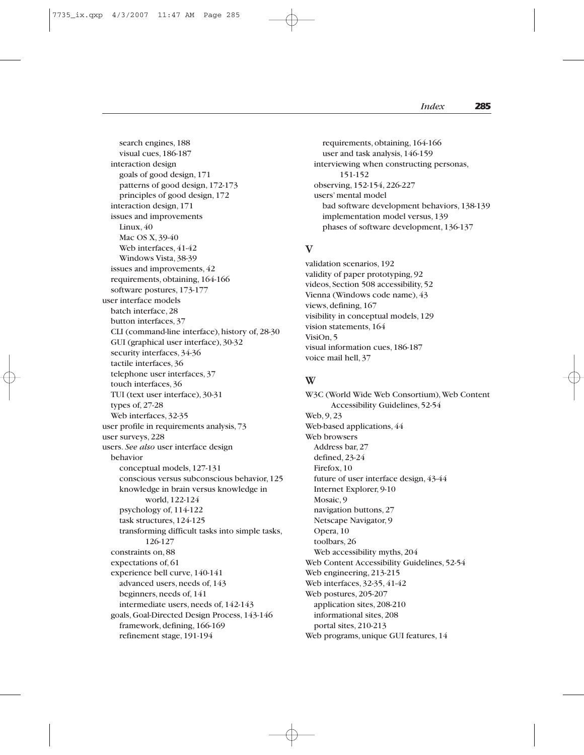search engines, 188
visual cues, 186-187
interaction design
goals of good design, 171
patterns of good design, 172-173
principles of good design, 172
interaction design, 171
issues and improvements
Linux, 40
Mac OS X, 39-40
Web interfaces, 41-42
Windows Vista, 38-39
issues and improvements, 42
requirements, obtaining, 164-166
software postures, 173-177
user interface models
batch interface, 28
button interfaces, 37
CLI (command-line interface), history of, 28-30
GUI (graphical user interface), 30-32
security interfaces, 34-36
tactile interfaces, 36
telephone user interfaces, 37
touch interfaces, 36
TUI (text user interface), 30-31
types of, 27-28
Web interfaces, 32-35
user profile in requirements analysis, 73
user surveys, 228
users. *See also* user interface design
behavior
conceptual models, 127-131
conscious versus subconscious behavior, 125
knowledge in brain versus knowledge in world, 122-124
psychology of, 114-122
task structures, 124-125
transforming difficult tasks into simple tasks, 126-127
constraints on, 88
expectations of, 61
experience bell curve, 140-141
advanced users, needs of, 143
beginners, needs of, 141
intermediate users, needs of, 142-143
goals, Goal-Directed Design Process, 143-146
framework, defining, 166-169
refinement stage, 191-194
requirements, obtaining, 164-166
user and task analysis, 146-159
interviewing when constructing personas, 151-152
observing, 152-154, 226-227
users' mental model
bad software development behaviors, 138-139
implementation model versus, 139
phases of software development, 136-137

## V

validation scenarios, 192
validity of paper prototyping, 92
videos, Section 508 accessibility, 52
Vienna (Windows code name), 43
views, defining, 167
visibility in conceptual models, 129
vision statements, 164
VisiOn, 5
visual information cues, 186-187
voice mail hell, 37

## W

W3C (World Wide Web Consortium), Web Content Accessibility Guidelines, 52-54
Web, 9, 23
Web-based applications, 44
Web browsers
Address bar, 27
defined, 23-24
Firefox, 10
future of user interface design, 43-44
Internet Explorer, 9-10
Mosaic, 9
navigation buttons, 27
Netscape Navigator, 9
Opera, 10
toolbars, 26
Web accessibility myths, 204
Web Content Accessibility Guidelines, 52-54
Web engineering, 213-215
Web interfaces, 32-35, 41-42
Web postures, 205-207
application sites, 208-210
informational sites, 208
portal sites, 210-213
Web programs, unique GUI features, 14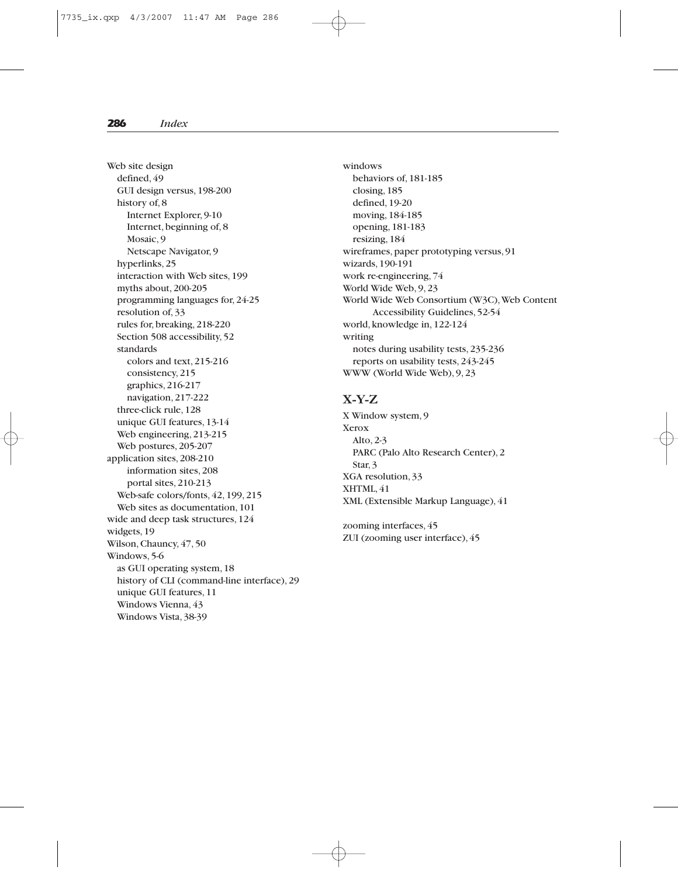Web site design
- defined, 49
- GUI design versus, 198-200
- history of, 8
  - Internet Explorer, 9-10
  - Internet, beginning of, 8
  - Mosaic, 9
  - Netscape Navigator, 9
- hyperlinks, 25
- interaction with Web sites, 199
- myths about, 200-205
- programming languages for, 24-25
- resolution of, 33
- rules for, breaking, 218-220
- Section 508 accessibility, 52
- standards
  - colors and text, 215-216
  - consistency, 215
  - graphics, 216-217
  - navigation, 217-222
- three-click rule, 128
- unique GUI features, 13-14
- Web engineering, 213-215
- Web postures, 205-207

application sites, 208-210
- information sites, 208
- portal sites, 210-213
- Web-safe colors/fonts, 42, 199, 215
- Web sites as documentation, 101

wide and deep task structures, 124

widgets, 19

Wilson, Chauncy, 47, 50

Windows, 5-6
- as GUI operating system, 18
- history of CLI (command-line interface), 29
- unique GUI features, 11
- Windows Vienna, 43
- Windows Vista, 38-39

windows
- behaviors of, 181-185
- closing, 185
- defined, 19-20
- moving, 184-185
- opening, 181-183
- resizing, 184

wireframes, paper prototyping versus, 91

wizards, 190-191

work re-engineering, 74

World Wide Web, 9, 23

World Wide Web Consortium (W3C), Web Content Accessibility Guidelines, 52-54

world, knowledge in, 122-124

writing
- notes during usability tests, 235-236
- reports on usability tests, 243-245

WWW (World Wide Web), 9, 23

## X-Y-Z

X Window system, 9

Xerox
- Alto, 2-3
- PARC (Palo Alto Research Center), 2
- Star, 3

XGA resolution, 33

XHTML, 41

XML (Extensible Markup Language), 41

zooming interfaces, 45

ZUI (zooming user interface), 45